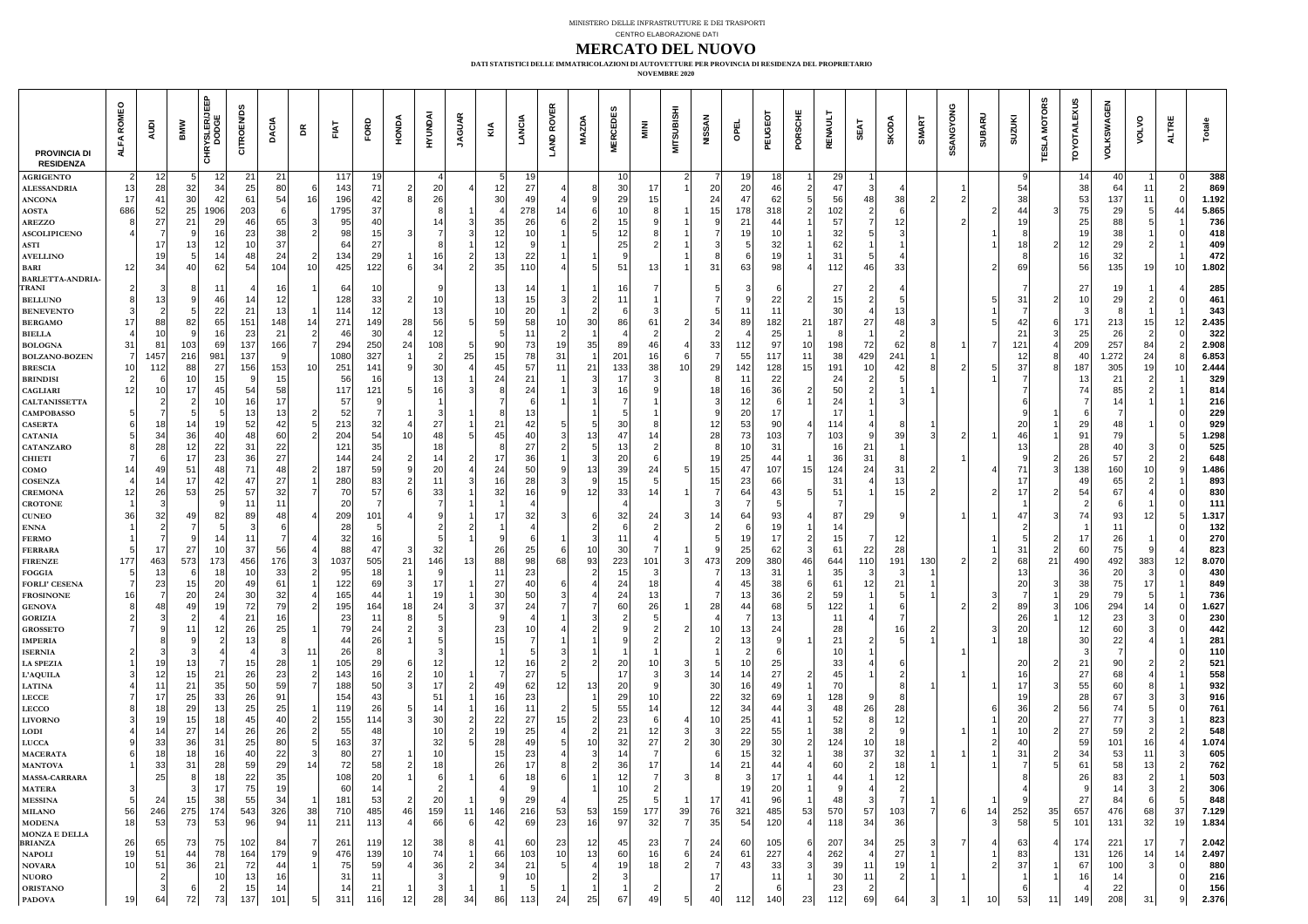MINISTERO DELLE INFRASTRUTTURE E DEI TRASPORTI

CENTRO ELABORAZIONE DATI

# MERCATO DEL NUOVO

**DATI STATISTICI DELLE IMMATRICOLAZIONI DI AUTOVETTURE PER PROVINCIA DI RESIDENZA DEL PROPRIETARIO**

**NOVEMBRE 2020**

| PROVINCIA DI RESIDENZA | ALFA ROMEO | AUDI | BMW | CHRYSLER/JEEP DODGE | CITROEN/DS | DACIA | DR | FIAT | FORD | HONDA | HYUNDAI | JAGUAR | KIA | LANCIA | LAND ROVER | MAZDA | MERCEDES | MINI | MITSUBISHI | NISSAN | OPEL | PEUGEOT | PORSCHE | RENAULT | SEAT | SKODA | SMART | SSANGYONG | SUBARU | SUZUKI | TESLA MOTORS | TOYOTA/LEXUS | VOLKSWAGEN | VOLVO | ALTRE | Totale |
|---|---|---|---|---|---|---|---|---|---|---|---|---|---|---|---|---|---|---|---|---|---|---|---|---|---|---|---|---|---|---|---|---|---|---|---|
| AGRIGENTO | 2 | 12 | 5 | 12 | 21 | 21 | | 117 | 19 | | 4 | | 5 | 19 | | | 10 | | 2 | 7 | 19 | 18 | 1 | 29 | 1 | | | | | 9 | | 14 | 40 | 1 | 0 | 388 |
| ALESSANDRIA | 13 | 28 | 32 | 34 | 25 | 80 | 6 | 143 | 71 | 2 | 20 | 4 | 12 | 27 | 4 | 8 | 30 | 17 | 1 | 20 | 20 | 46 | 2 | 47 | 3 | 4 | | 1 | | 54 | | 38 | 64 | 11 | 2 | 869 |
| ANCONA | 17 | 41 | 30 | 42 | 61 | 54 | 16 | 196 | 42 | 8 | 26 | | 30 | 49 | 4 | 9 | 29 | 15 | | 24 | 47 | 62 | 5 | 56 | 48 | 38 | 2 | 2 | | 38 | | 53 | 137 | 11 | 0 | 1.192 |
| AOSTA | 686 | 52 | 25 | 1906 | 203 | 6 | | 1795 | 37 | | 8 | 1 | 4 | 278 | 14 | 6 | 10 | 8 | 1 | 15 | 178 | 318 | 2 | 102 | 2 | 6 | | | 2 | 44 | 3 | 75 | 29 | 5 | 44 | 5.865 |
| AREZZO | 8 | 27 | 21 | 29 | 46 | 65 | 3 | 95 | 40 | | 14 | 3 | 35 | 26 | 6 | 2 | 15 | 9 | 1 | 9 | 21 | 44 | 1 | 57 | 7 | 12 | | 2 | | 19 | | 25 | 88 | 5 | 1 | 736 |
| ASCOLI PICENO | 4 | 7 | 9 | 16 | 23 | 38 | 2 | 98 | 15 | 3 | 7 | 3 | 12 | 10 | 1 | 5 | 12 | 8 | 1 | 7 | 19 | 10 | 1 | 32 | 5 | 3 | | | 1 | 8 | | 19 | 38 | 1 | 0 | 418 |
| ASTI | | 17 | 13 | 12 | 10 | 37 | | 64 | 27 | | 8 | 1 | 12 | 9 | 1 | | 25 | 2 | 1 | 3 | 5 | 32 | 1 | 62 | 1 | 1 | | | 1 | 18 | 2 | 12 | 29 | 2 | 1 | 409 |
| AVELLINO | | 19 | 5 | 14 | 48 | 24 | 2 | 134 | 29 | 1 | 16 | 2 | 13 | 22 | 1 | 1 | 9 | | 1 | 8 | 6 | 19 | 1 | 31 | 5 | 4 | | | | 8 | | 16 | 32 | | 1 | 472 |
| BARI | 12 | 34 | 40 | 62 | 54 | 104 | 10 | 425 | 122 | 6 | 34 | 2 | 35 | 110 | 4 | 5 | 51 | 13 | 1 | 31 | 63 | 98 | 4 | 112 | 46 | 33 | | | 2 | 69 | | 56 | 135 | 19 | 10 | 1.802 |
| BARLETTA-ANDRIA-TRANI | 2 | 3 | 8 | 11 | 4 | 16 | 1 | 64 | 10 | | 9 | | 13 | 14 | 1 | 1 | 16 | 7 | | 5 | 3 | 6 | | 27 | 2 | 4 | | | | 7 | | 27 | 19 | 1 | 4 | 285 |
| BELLUNO | 8 | 13 | 9 | 46 | 14 | 12 | | 128 | 33 | 2 | 10 | | 13 | 15 | 3 | 2 | 11 | 1 | | 7 | 9 | 22 | 2 | 15 | 2 | 5 | | | 5 | 31 | 2 | 10 | 29 | 2 | 0 | 461 |
| BENEVENTO | 3 | 2 | 5 | 22 | 21 | 13 | 1 | 114 | 12 | | 13 | | 10 | 20 | 1 | 2 | 6 | 3 | | 5 | 11 | 11 | | 30 | 4 | 13 | | | 1 | 7 | | 3 | 8 | 1 | 1 | 343 |
| BERGAMO | 17 | 88 | 82 | 65 | 151 | 148 | 14 | 271 | 149 | 28 | 56 | 5 | 59 | 58 | 10 | 30 | 86 | 61 | 2 | 34 | 89 | 182 | 21 | 187 | 27 | 48 | 3 | | 5 | 42 | 6 | 171 | 213 | 15 | 12 | 2.435 |
| BIELLA | 4 | 10 | 9 | 16 | 23 | 21 | 2 | 46 | 30 | 4 | 12 | | 5 | 11 | 2 | 1 | 4 | 2 | | 2 | 4 | 25 | 1 | 8 | 1 | 2 | | | | 21 | 3 | 25 | 26 | 2 | 0 | 322 |
| BOLOGNA | 31 | 81 | 103 | 69 | 137 | 166 | 7 | 294 | 250 | 24 | 108 | 5 | 90 | 73 | 19 | 35 | 89 | 46 | 4 | 33 | 112 | 97 | 10 | 198 | 72 | 62 | 8 | 1 | 7 | 121 | 4 | 209 | 257 | 84 | 2 | 2.908 |
| BOLZANO-BOZEN | 7 | 1457 | 216 | 981 | 137 | 9 | | 1080 | 327 | 1 | 2 | 25 | 15 | 78 | 31 | 1 | 201 | 16 | 6 | 7 | 55 | 117 | 11 | 38 | 429 | 241 | 1 | | | 12 | 8 | 40 | 1.272 | 24 | 8 | 6.853 |
| BRESCIA | 10 | 112 | 88 | 27 | 156 | 153 | 10 | 251 | 141 | 9 | 30 | 4 | 45 | 57 | 11 | 21 | 133 | 38 | 10 | 29 | 142 | 128 | 15 | 191 | 10 | 42 | 8 | 2 | 5 | 37 | 8 | 187 | 305 | 19 | 10 | 2.444 |
| BRINDISI | 2 | 6 | 10 | 15 | 9 | 15 | | 56 | 16 | | 13 | 1 | 24 | 21 | 1 | 3 | 17 | 3 | | 8 | 11 | 22 | | 24 | 2 | 5 | | | 1 | 7 | | 13 | 21 | 2 | 1 | 329 |
| CAGLIARI | 12 | 10 | 17 | 45 | 54 | 58 | | 117 | 121 | 5 | 16 | 3 | 8 | 24 | 1 | 3 | 16 | 9 | | 18 | 16 | 36 | 2 | 50 | 2 | 1 | 1 | | | 7 | | 74 | 85 | 2 | 1 | 814 |
| CALTANISSETTA | | 2 | 2 | 10 | 16 | 17 | | 57 | 9 | | 1 | | 7 | 6 | 1 | | 7 | 1 | | 3 | 12 | 6 | 1 | 24 | 1 | 3 | | | | 6 | | 7 | 14 | 1 | 1 | 216 |
| CAMPOBASSO | 5 | 7 | 5 | 5 | 13 | 13 | 2 | 52 | 7 | 1 | 3 | 1 | 8 | 13 | | 1 | 5 | 1 | | 9 | 20 | 17 | | 17 | 1 | | | | | 9 | 1 | 6 | 7 | | 0 | 229 |
| CASERTA | 6 | 18 | 14 | 19 | 52 | 42 | 5 | 213 | 32 | 4 | 27 | 1 | 21 | 42 | 5 | 5 | 30 | 8 | | 12 | 53 | 90 | 4 | 114 | 4 | 8 | 1 | | | 20 | 1 | 29 | 48 | 1 | 0 | 929 |
| CATANIA | 5 | 34 | 36 | 40 | 48 | 60 | 2 | 204 | 54 | 10 | 48 | 5 | 45 | 40 | 3 | 13 | 47 | 14 | | 28 | 73 | 103 | 7 | 103 | 9 | 39 | 3 | 2 | 1 | 46 | 1 | 91 | 79 | | 5 | 1.298 |
| CATANZARO | 8 | 28 | 12 | 22 | 31 | 22 | | 121 | 35 | | 18 | | 8 | 27 | 2 | 5 | 13 | 2 | | 8 | 10 | 31 | | 16 | 21 | 1 | | | | 13 | | 28 | 40 | 3 | 0 | 525 |
| CHIETI | 7 | 6 | 17 | 23 | 36 | 27 | | 144 | 24 | 2 | 14 | 2 | 17 | 36 | 1 | 3 | 20 | 6 | | 19 | 25 | 44 | 1 | 36 | 31 | 8 | | 1 | | 9 | 2 | 26 | 57 | 2 | 2 | 648 |
| COMO | 14 | 49 | 51 | 48 | 71 | 48 | 2 | 187 | 59 | 9 | 20 | 4 | 24 | 50 | 9 | 13 | 39 | 24 | 5 | 15 | 47 | 107 | 15 | 124 | 24 | 31 | 2 | | 4 | 71 | 3 | 138 | 160 | 10 | 9 | 1.486 |
| COSENZA | 4 | 14 | 17 | 42 | 47 | 27 | 1 | 280 | 83 | 2 | 11 | 3 | 16 | 28 | 3 | 9 | 15 | 5 | | 15 | 23 | 66 | | 31 | 4 | 13 | | | | 17 | | 49 | 65 | 2 | 1 | 893 |
| CREMONA | 12 | 26 | 53 | 25 | 57 | 32 | 7 | 70 | 57 | 6 | 33 | 1 | 32 | 16 | 9 | 12 | 33 | 14 | 1 | 7 | 64 | 43 | 5 | 51 | 1 | 15 | 2 | | 2 | 17 | 2 | 54 | 67 | 4 | 0 | 830 |
| CROTONE | 1 | 3 | | 9 | 11 | 11 | | 20 | 7 | | 7 | 1 | 1 | 4 | | | 4 | | | 3 | 7 | 5 | | 7 | | | | | | 1 | | 2 | 6 | 1 | 0 | 111 |
| CUNEO | 36 | 32 | 49 | 82 | 89 | 48 | 4 | 209 | 101 | 4 | 9 | 1 | 17 | 32 | 3 | 6 | 32 | 24 | 3 | 14 | 64 | 93 | 4 | 87 | 29 | 9 | | 1 | 1 | 47 | 3 | 74 | 93 | 12 | 5 | 1.317 |
| ENNA | 1 | 2 | 7 | 5 | 3 | 6 | | 28 | 5 | | 2 | 2 | 1 | 4 | | 2 | 6 | 2 | | 2 | 6 | 19 | 1 | 14 | | | | | | 2 | | 1 | 11 | | 0 | 132 |
| FERMO | 1 | 7 | 9 | 14 | 11 | 7 | 4 | 32 | 16 | | 5 | 1 | 9 | 6 | 1 | 3 | 11 | 4 | | 5 | 19 | 17 | 2 | 15 | 7 | 12 | | | 1 | 5 | 2 | 17 | 26 | 1 | 0 | 270 |
| FERRARA | 5 | 17 | 27 | 10 | 37 | 56 | 4 | 88 | 47 | 3 | 32 | | 26 | 25 | 6 | 10 | 30 | 7 | 1 | 9 | 25 | 62 | 3 | 61 | 22 | 28 | | | 1 | 31 | 2 | 60 | 75 | 9 | 4 | 823 |
| FIRENZE | 177 | 463 | 573 | 173 | 456 | 176 | 3 | 1037 | 505 | 21 | 146 | 13 | 88 | 98 | 68 | 93 | 223 | 101 | 3 | 473 | 209 | 380 | 46 | 644 | 110 | 191 | 130 | 2 | 2 | 68 | 21 | 490 | 492 | 383 | 12 | 8.070 |
| FOGGIA | 5 | 13 | 6 | 18 | 10 | 33 | 2 | 95 | 18 | 1 | 9 | | 11 | 23 | | 2 | 15 | 3 | | 7 | 13 | 31 | 1 | 35 | 3 | 3 | 1 | | | 13 | | 36 | 20 | 3 | 0 | 430 |
| FORLI' CESENA | 7 | 23 | 15 | 20 | 49 | 61 | 1 | 122 | 69 | 3 | 17 | 1 | 27 | 40 | 6 | 4 | 24 | 18 | | 4 | 45 | 38 | 6 | 61 | 12 | 21 | 1 | | | 20 | 3 | 38 | 75 | 17 | 1 | 849 |
| FROSINONE | 16 | 7 | 20 | 24 | 30 | 32 | 4 | 165 | 44 | 1 | 19 | 1 | 30 | 50 | 3 | 4 | 24 | 13 | | 7 | 13 | 36 | 2 | 59 | 1 | 5 | 1 | | 3 | 7 | 1 | 29 | 79 | 5 | 1 | 736 |
| GENOVA | 8 | 48 | 49 | 19 | 72 | 79 | 2 | 195 | 164 | 18 | 24 | 3 | 37 | 24 | 7 | 7 | 60 | 26 | 1 | 28 | 44 | 68 | 5 | 122 | 1 | 6 | | 2 | 2 | 89 | 3 | 106 | 294 | 14 | 0 | 1.627 |
| GORIZIA | 2 | 3 | 2 | 4 | 21 | 16 | | 23 | 11 | 8 | 5 | | 9 | 4 | 1 | 3 | 2 | 5 | | 4 | 7 | 13 | | 11 | 4 | 7 | | | | 26 | 1 | 12 | 23 | 3 | 0 | 230 |
| GROSSETO | 7 | 9 | 11 | 12 | 26 | 25 | 1 | 79 | 24 | 2 | 3 | | 23 | 10 | 4 | 2 | 9 | 2 | 2 | 10 | 13 | 24 | | 28 | | 16 | 2 | | 3 | 20 | | 12 | 60 | 3 | 0 | 442 |
| IMPERIA | | 8 | 9 | 2 | 13 | 8 | | 44 | 26 | 1 | 5 | | 15 | 7 | 1 | 1 | 9 | 2 | | 2 | 13 | 9 | 1 | 21 | 2 | 5 | 1 | | 1 | 18 | | 30 | 22 | 4 | 1 | 281 |
| ISERNIA | 2 | 3 | 3 | 4 | 4 | 3 | 11 | 26 | 8 | | 3 | | 1 | 5 | 3 | 1 | 1 | 1 | | 1 | 2 | 6 | | 10 | 1 | | | 1 | | | | 3 | 7 | | 0 | 110 |
| LA SPEZIA | 1 | 19 | 13 | 7 | 15 | 28 | 1 | 105 | 29 | 6 | 12 | | 12 | 16 | 2 | 2 | 20 | 10 | 3 | 5 | 10 | 25 | | 33 | 4 | 6 | | | | 20 | 2 | 21 | 90 | 2 | 2 | 521 |
| L'AQUILA | 3 | 12 | 15 | 21 | 26 | 23 | 2 | 143 | 16 | 2 | 10 | 1 | 7 | 27 | 5 | | 17 | 3 | 3 | 14 | 14 | 27 | 2 | 45 | 1 | 2 | | 1 | | 16 | | 27 | 68 | 4 | 1 | 558 |
| LATINA | 4 | 11 | 21 | 35 | 50 | 59 | 7 | 188 | 50 | 3 | 17 | 2 | 49 | 62 | 12 | 13 | 20 | 9 | | 30 | 16 | 49 | 1 | 70 | | 8 | 1 | | 1 | 17 | 3 | 55 | 60 | 8 | 1 | 932 |
| LECCE | 7 | 17 | 25 | 33 | 26 | 91 | | 154 | 43 | | 51 | 1 | 16 | 23 | | 1 | 29 | 10 | | 22 | 32 | 69 | 1 | 128 | 9 | 8 | | | | 19 | | 28 | 67 | 3 | 3 | 916 |
| LECCO | 8 | 18 | 29 | 13 | 25 | 25 | 1 | 119 | 26 | 5 | 14 | 1 | 16 | 11 | 2 | 5 | 55 | 14 | | 12 | 34 | 44 | 3 | 48 | 26 | 28 | | | 6 | 36 | 2 | 56 | 74 | 5 | 0 | 761 |
| LIVORNO | 3 | 19 | 15 | 18 | 45 | 40 | 2 | 155 | 114 | 3 | 30 | 2 | 22 | 27 | 15 | 2 | 23 | 6 | 4 | 10 | 25 | 41 | 1 | 52 | 8 | 12 | | | 1 | 20 | | 27 | 77 | 3 | 1 | 823 |
| LODI | 4 | 14 | 27 | 14 | 26 | 26 | 2 | 55 | 48 | | 10 | 2 | 19 | 25 | 4 | 2 | 21 | 12 | 3 | 3 | 22 | 55 | 1 | 38 | 2 | 9 | | 1 | 1 | 10 | 2 | 27 | 59 | 2 | 2 | 548 |
| LUCCA | 9 | 33 | 36 | 31 | 25 | 80 | 5 | 163 | 37 | | 32 | 5 | 28 | 49 | 5 | 10 | 32 | 27 | 2 | 30 | 29 | 30 | 2 | 124 | 10 | 18 | | | 2 | 40 | | 59 | 101 | 16 | 4 | 1.074 |
| MACERATA | 6 | 18 | 18 | 16 | 40 | 22 | 3 | 80 | 27 | 1 | 10 | | 15 | 23 | 4 | 3 | 14 | 7 | | 6 | 15 | 32 | 1 | 38 | 37 | 32 | 1 | 1 | 1 | 31 | 2 | 34 | 53 | 11 | 3 | 605 |
| MANTOVA | 1 | 33 | 31 | 28 | 59 | 29 | 14 | 72 | 58 | 2 | 18 | | 26 | 17 | 8 | 2 | 36 | 17 | | 14 | 21 | 44 | 4 | 60 | 2 | 18 | 1 | | 1 | 7 | 5 | 61 | 58 | 13 | 2 | 762 |
| MASSA-CARRARA | | 25 | 8 | 18 | 22 | 35 | | 108 | 20 | 1 | 6 | 1 | 6 | 18 | 6 | 1 | 12 | 7 | 3 | 8 | 3 | 17 | 1 | 44 | 1 | 12 | | | | 8 | | 26 | 83 | 2 | 1 | 503 |
| MATERA | 3 | | 3 | 17 | 75 | 19 | | 60 | 14 | | 2 | | 4 | 9 | | 1 | 10 | 2 | | | 19 | 20 | 1 | 9 | 4 | 2 | | | | 4 | | 9 | 14 | 3 | 2 | 306 |
| MESSINA | 5 | 24 | 15 | 38 | 55 | 34 | 1 | 181 | 53 | 2 | 20 | 1 | 9 | 29 | 4 | | 25 | 5 | 1 | 17 | 41 | 96 | 1 | 48 | 3 | 7 | 1 | | 1 | 9 | | 27 | 84 | 6 | 5 | 848 |
| MILANO | 56 | 246 | 275 | 174 | 543 | 326 | 38 | 710 | 485 | 46 | 159 | 11 | 146 | 216 | 53 | 53 | 159 | 177 | 39 | 76 | 321 | 485 | 53 | 570 | 57 | 103 | 7 | 6 | 14 | 252 | 35 | 657 | 476 | 68 | 37 | 7.129 |
| MODENA | 18 | 53 | 73 | 53 | 96 | 94 | 11 | 211 | 113 | 4 | 66 | 6 | 42 | 69 | 23 | 16 | 97 | 32 | 7 | 35 | 54 | 120 | 4 | 118 | 34 | 36 | | | 3 | 58 | 5 | 101 | 131 | 32 | 19 | 1.834 |
| MONZA E DELLA BRIANZA | 26 | 65 | 73 | 75 | 102 | 84 | 7 | 261 | 119 | 12 | 38 | 8 | 41 | 60 | 23 | 12 | 45 | 23 | 7 | 24 | 60 | 105 | 6 | 207 | 34 | 25 | 3 | 7 | 4 | 63 | 4 | 174 | 221 | 17 | 7 | 2.042 |
| NAPOLI | 19 | 51 | 44 | 78 | 164 | 179 | 9 | 476 | 139 | 10 | 74 | 1 | 66 | 103 | 10 | 13 | 60 | 16 | 6 | 24 | 61 | 227 | 4 | 262 | 4 | 27 | 1 | | 1 | 83 | | 131 | 126 | 14 | 14 | 2.497 |
| NOVARA | 10 | 51 | 36 | 21 | 72 | 44 | 1 | 75 | 59 | 4 | 36 | 2 | 34 | 21 | 5 | 4 | 19 | 18 | 2 | 7 | 43 | 33 | 3 | 39 | 11 | 19 | 1 | | 2 | 37 | 1 | 67 | 100 | 3 | 0 | 880 |
| NUORO | | 2 | | 10 | 13 | 16 | | 31 | 11 | | 3 | | 9 | 10 | | 2 | 3 | | | 17 | | 11 | 1 | 30 | 11 | 2 | 1 | 1 | | 1 | 1 | 16 | 14 | | 0 | 216 |
| ORISTANO | | 3 | 6 | 2 | 15 | 14 | | 14 | 21 | 1 | 3 | 1 | 1 | 5 | 1 | 1 | 1 | 2 | | 2 | | 6 | | 23 | 2 | | | | | 6 | | 4 | 22 | | 0 | 156 |
| PADOVA | 19 | 64 | 72 | 73 | 137 | 101 | 5 | 311 | 116 | 12 | 28 | 34 | 86 | 113 | 24 | 25 | 67 | 49 | 5 | 40 | 112 | 140 | 23 | 112 | 69 | 64 | 3 | 1 | 10 | 53 | 11 | 149 | 208 | 31 | 9 | 2.376 |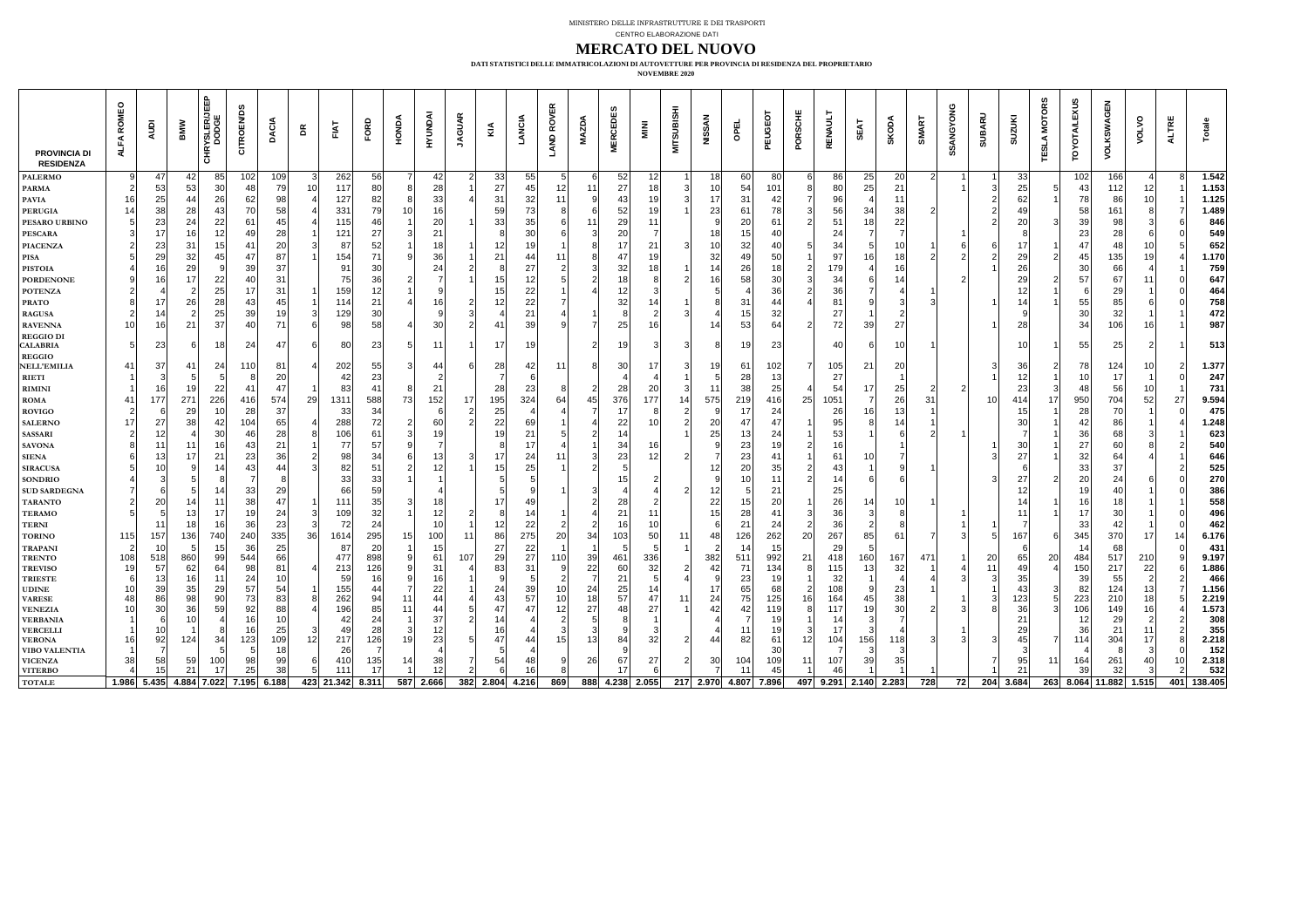MINISTERO DELLE INFRASTRUTTURE E DEI TRASPORTI

CENTRO ELABORAZIONE DATI

# MERCATO DEL NUOVO

**DATI STATISTICI DELLE IMMATRICOLAZIONI DI AUTOVETTURE PER PROVINCIA DI RESIDENZA DEL PROPRIETARIO**

**NOVEMBRE 2020**

| PROVINCIA DI RESIDENZA | ALFA ROMEO | AUDI | BMW | CHRYSLER/JEEP DODGE | CITROEN/DS | DACIA | DR | FIAT | FORD | HONDA | HYUNDAI | JAGUAR | KIA | LANCIA | LAND ROVER | MAZDA | MERCEDES | MINI | MITSUBISHI | NISSAN | OPEL | PEUGEOT | PORSCHE | RENAULT | SEAT | SKODA | SMART | SSANGYONG | SUBARU | SUZUKI | TESLA MOTORS | TOYOTA/LEXUS | VOLKSWAGEN | VOLVO | ALTRE | Totale |
|---|---|---|---|---|---|---|---|---|---|---|---|---|---|---|---|---|---|---|---|---|---|---|---|---|---|---|---|---|---|---|---|---|---|---|---|
| **PALERMO** | 9 | 47 | 42 | 85 | 102 | 109 | 3 | 262 | 56 | 7 | 42 | 2 | 33 | 55 | 5 | 6 | 52 | 12 | 1 | 18 | 60 | 80 | 6 | 86 | 25 | 20 | 2 | 1 | 1 | 33 | | 102 | 166 | 4 | 8 | **1.542** |
| **PARMA** | 2 | 53 | 53 | 30 | 48 | 79 | 10 | 117 | 80 | 8 | 28 | 1 | 27 | 45 | 12 | 11 | 27 | 18 | 3 | 10 | 54 | 101 | 8 | 80 | 25 | 21 | | 1 | 3 | 25 | 5 | 43 | 112 | 12 | 1 | **1.153** |
| **PAVIA** | 16 | 25 | 44 | 26 | 62 | 98 | 4 | 127 | 82 | 8 | 33 | 4 | 31 | 32 | 11 | 9 | 43 | 19 | 3 | 17 | 31 | 42 | 7 | 96 | 4 | 11 | | | 2 | 62 | 1 | 78 | 86 | 10 | 1 | **1.125** |
| **PERUGIA** | 14 | 38 | 28 | 43 | 70 | 58 | 4 | 331 | 79 | 10 | 16 | | 59 | 73 | 8 | 6 | 52 | 19 | 1 | 23 | 61 | 78 | 3 | 56 | 34 | 38 | 2 | | 2 | 49 | | 58 | 161 | 8 | 7 | **1.489** |
| **PESARO URBINO** | 5 | 23 | 24 | 22 | 61 | 45 | 4 | 115 | 46 | 1 | 20 | 1 | 33 | 35 | 6 | 11 | 29 | 11 | | 9 | 20 | 61 | 2 | 51 | 18 | 22 | | | 2 | 20 | 3 | 39 | 98 | 3 | 6 | **846** |
| **PESCARA** | 3 | 17 | 16 | 12 | 49 | 28 | 1 | 121 | 27 | 3 | 21 | | 8 | 30 | 6 | 3 | 20 | 7 | | 18 | 15 | 40 | | 24 | 7 | 7 | | 1 | | 8 | | 23 | 28 | 6 | 0 | **549** |
| **PIACENZA** | 2 | 23 | 31 | 15 | 41 | 20 | 3 | 87 | 52 | 1 | 18 | 1 | 12 | 19 | 1 | 8 | 17 | 21 | 3 | 10 | 32 | 40 | 5 | 34 | 5 | 10 | 1 | 6 | 6 | 17 | 1 | 47 | 48 | 10 | 5 | **652** |
| **PISA** | 5 | 29 | 32 | 45 | 47 | 87 | 1 | 154 | 71 | 9 | 36 | 1 | 21 | 44 | 11 | 8 | 47 | 19 | | 32 | 49 | 50 | 1 | 97 | 16 | 18 | 2 | 2 | 2 | 29 | 2 | 45 | 135 | 19 | 4 | **1.170** |
| **PISTOIA** | 4 | 16 | 29 | 9 | 39 | 37 | | 91 | 30 | | 24 | 2 | 8 | 27 | 2 | 3 | 32 | 18 | 1 | 14 | 26 | 18 | 2 | 179 | 4 | 16 | | | 1 | 26 | | 30 | 66 | 4 | 1 | **759** |
| **PORDENONE** | 9 | 16 | 17 | 22 | 40 | 31 | | 75 | 36 | 2 | 7 | 1 | 15 | 12 | 5 | 2 | 18 | 8 | 2 | 16 | 58 | 30 | 3 | 34 | 6 | 14 | | 2 | | 29 | 2 | 57 | 67 | 11 | 0 | **647** |
| **POTENZA** | 2 | 4 | 2 | 25 | 17 | 31 | 1 | 159 | 12 | 1 | 9 | | 15 | 22 | 1 | 4 | 12 | 3 | | 5 | 4 | 36 | 2 | 36 | 7 | 4 | 1 | | | 12 | 1 | 6 | 29 | 1 | 0 | **464** |
| **PRATO** | 8 | 17 | 26 | 28 | 43 | 45 | 1 | 114 | 21 | 4 | 16 | 2 | 12 | 22 | 7 | | 32 | 14 | 1 | 8 | 31 | 44 | 4 | 81 | 9 | 3 | 3 | | 1 | 14 | 1 | 55 | 85 | 6 | 0 | **758** |
| **RAGUSA** | 2 | 14 | 2 | 25 | 39 | 19 | 3 | 129 | 30 | | 9 | 3 | 4 | 21 | 4 | 1 | 8 | 2 | 3 | 4 | 15 | 32 | | 27 | 1 | 2 | | | | 9 | | 30 | 32 | 1 | 1 | **472** |
| **RAVENNA** | 10 | 16 | 21 | 37 | 40 | 71 | 6 | 98 | 58 | 4 | 30 | 2 | 41 | 39 | 9 | 7 | 25 | 16 | | 14 | 53 | 64 | 2 | 72 | 39 | 27 | | | 1 | 28 | 1 | 34 | 106 | 16 | 1 | **987** |
| **REGGIO DI CALABRIA** | 5 | 23 | 6 | 18 | 24 | 47 | 6 | 80 | 23 | 5 | 11 | 1 | 17 | 19 | | 2 | 19 | 3 | 3 | 8 | 19 | 23 | | 40 | 6 | 10 | 1 | | | 10 | 1 | 55 | 25 | 2 | 1 | **513** |
| **REGGIO NELL'EMILIA** | 41 | 37 | 41 | 24 | 110 | 81 | 4 | 202 | 55 | 3 | 44 | 6 | 28 | 42 | 11 | 8 | 30 | 17 | 3 | 19 | 61 | 102 | 7 | 105 | 21 | 20 | | | 3 | 36 | 2 | 78 | 124 | 10 | 2 | **1.377** |
| **RIETI** | 1 | 3 | 5 | 5 | 8 | 20 | | 42 | 23 | | 2 | | 7 | 6 | | | 4 | 4 | 1 | 5 | 28 | 13 | | 27 | | 1 | | | 1 | 12 | 1 | 10 | 17 | 1 | 0 | **247** |
| **RIMINI** | 1 | 16 | 19 | 22 | 41 | 47 | 1 | 83 | 41 | 8 | 21 | | 28 | 23 | 8 | 2 | 28 | 20 | 3 | 11 | 38 | 25 | 4 | 54 | 17 | 25 | 2 | 2 | | 23 | 3 | 48 | 56 | 10 | 1 | **731** |
| **ROMA** | 41 | 177 | 271 | 226 | 416 | 574 | 29 | 1311 | 588 | 73 | 152 | 17 | 195 | 324 | 64 | 45 | 376 | 177 | 14 | 575 | 219 | 416 | 25 | 1051 | 7 | 26 | 31 | | 10 | 414 | 17 | 950 | 704 | 52 | 27 | **9.594** |
| **ROVIGO** | 2 | 6 | 29 | 10 | 28 | 37 | | 33 | 34 | | 6 | 2 | 25 | 4 | 4 | 7 | 17 | 8 | 2 | 9 | 17 | 24 | | 26 | 16 | 13 | 1 | | | 15 | 1 | 28 | 70 | 1 | 0 | **475** |
| **SALERNO** | 17 | 27 | 38 | 42 | 104 | 65 | 4 | 288 | 72 | 2 | 60 | 2 | 22 | 69 | 1 | 4 | 22 | 10 | 2 | 20 | 47 | 47 | | 95 | 8 | 14 | 1 | | | 30 | | 42 | 86 | 1 | 4 | **1.248** |
| **SASSARI** | 2 | 12 | 4 | 30 | 46 | 28 | 8 | 106 | 61 | 3 | 19 | | 19 | 21 | 5 | 2 | 14 | | 1 | 25 | 13 | 24 | 1 | 53 | 1 | 6 | 2 | 1 | | 7 | 1 | 36 | 68 | 3 | 1 | **623** |
| **SAVONA** | 8 | 11 | 11 | 16 | 43 | 21 | 1 | 77 | 57 | 9 | 7 | | 8 | 17 | 4 | 1 | 34 | 16 | | 2 | 23 | 19 | 2 | 16 | | 1 | | | 1 | 30 | 1 | 27 | 60 | 8 | 2 | **540** |
| **SIENA** | 6 | 13 | 17 | 21 | 23 | 36 | 2 | 98 | 34 | 6 | 13 | 3 | 17 | 24 | 11 | 3 | 23 | 12 | 2 | 7 | 23 | 41 | 1 | 61 | 10 | 7 | | | 3 | 27 | 1 | 32 | 64 | 4 | 1 | **646** |
| **SIRACUSA** | 5 | 10 | 9 | 14 | 43 | 44 | 3 | 82 | 51 | 2 | 12 | 1 | 15 | 25 | 1 | 2 | 5 | | | 12 | 20 | 35 | 2 | 43 | 1 | 9 | 1 | | | 6 | | 33 | 37 | | 2 | **525** |
| **SONDRIO** | 4 | 3 | 5 | 8 | 7 | 8 | | 33 | 33 | 1 | 1 | | 5 | 5 | | | 15 | 2 | | 9 | 10 | 11 | 2 | 14 | 6 | 6 | | | 3 | 27 | 2 | 20 | 24 | 6 | 0 | **270** |
| **SUD SARDEGNA** | 7 | 6 | 5 | 14 | 33 | 29 | | 66 | 59 | | 4 | | 5 | 9 | 1 | 3 | 4 | 4 | 2 | 12 | 5 | 21 | | 25 | | | | | | 12 | | 19 | 40 | 1 | 0 | **386** |
| **TARANTO** | 2 | 20 | 14 | 11 | 38 | 47 | 1 | 111 | 35 | 3 | 18 | | 17 | 49 | | 2 | 28 | 2 | | 22 | 15 | 20 | 1 | 26 | 14 | 10 | 1 | | | 14 | 1 | 16 | 18 | 1 | 1 | **558** |
| **TERAMO** | 5 | 5 | 13 | 17 | 19 | 24 | 3 | 109 | 32 | 1 | 12 | 2 | 8 | 14 | 1 | 4 | 21 | 11 | | 15 | 28 | 41 | 3 | 36 | 3 | 8 | | 1 | | 11 | 1 | 17 | 30 | 1 | 0 | **496** |
| **TERNI** | | 11 | 18 | 16 | 36 | 23 | 3 | 72 | 24 | | 10 | | 12 | 22 | 2 | 2 | 16 | 10 | | 6 | 21 | 24 | 2 | 36 | 2 | 8 | | 1 | 1 | 7 | | 33 | 42 | 1 | 0 | **462** |
| **TORINO** | 115 | 157 | 136 | 740 | 240 | 335 | 36 | 1614 | 295 | 15 | 100 | 11 | 86 | 275 | 20 | 34 | 103 | 50 | 11 | 48 | 126 | 262 | 20 | 267 | 85 | 61 | 7 | 3 | 5 | 167 | 6 | 345 | 370 | 17 | 14 | **6.176** |
| **TRAPANI** | 2 | 10 | 5 | 15 | 36 | 25 | | 87 | 20 | 1 | 15 | | 27 | 22 | 1 | 1 | 5 | 5 | 1 | 2 | 14 | 15 | | 29 | 5 | | | | | 6 | | 14 | 68 | | 0 | **431** |
| **TRENTO** | 108 | 518 | 860 | 99 | 544 | 66 | | 477 | 898 | 9 | 61 | 107 | 29 | 27 | 110 | 39 | 461 | 336 | 1 | 382 | 511 | 992 | 21 | 418 | 160 | 167 | 471 | | 20 | 65 | 20 | 484 | 517 | 210 | 9 | **9.197** |
| **TREVISO** | 19 | 57 | 62 | 64 | 98 | 81 | 4 | 213 | 126 | 9 | 31 | 4 | 83 | 31 | 9 | 22 | 60 | 32 | 2 | 42 | 71 | 134 | 8 | 115 | 13 | 32 | 1 | 4 | 11 | 49 | 4 | 150 | 217 | 22 | 6 | **1.886** |
| **TRIESTE** | 6 | 13 | 16 | 11 | 24 | 10 | | 59 | 16 | 9 | 16 | 1 | 9 | 5 | 2 | 7 | 21 | 5 | 4 | 9 | 23 | 19 | 1 | 32 | 1 | 4 | 4 | 3 | 3 | 35 | | 39 | 55 | 2 | 2 | **466** |
| **UDINE** | 10 | 39 | 35 | 29 | 57 | 54 | 1 | 155 | 44 | 7 | 22 | 1 | 24 | 39 | 10 | 24 | 25 | 14 | | 17 | 65 | 68 | 2 | 108 | 9 | 23 | 1 | | 1 | 43 | 3 | 82 | 124 | 13 | 7 | **1.156** |
| **VARESE** | 48 | 86 | 98 | 90 | 73 | 83 | 8 | 262 | 94 | 11 | 44 | 4 | 43 | 57 | 10 | 18 | 57 | 47 | 11 | 24 | 75 | 125 | 16 | 164 | 45 | 38 | | 1 | 3 | 123 | 5 | 223 | 210 | 18 | 5 | **2.219** |
| **VENEZIA** | 10 | 30 | 36 | 59 | 92 | 88 | 4 | 196 | 85 | 11 | 44 | 5 | 47 | 47 | 12 | 27 | 48 | 27 | 1 | 42 | 42 | 119 | 8 | 117 | 19 | 30 | 2 | 3 | 8 | 36 | 3 | 106 | 149 | 16 | 4 | **1.573** |
| **VERBANIA** | 1 | 6 | 10 | 4 | 16 | 10 | | 42 | 24 | 1 | 37 | 2 | 14 | 4 | 2 | 5 | 8 | 1 | | 4 | 7 | 19 | 1 | 14 | 3 | 7 | | | | 21 | | 12 | 29 | 2 | 2 | **308** |
| **VERCELLI** | 1 | 10 | 1 | 8 | 16 | 25 | 3 | 49 | 28 | 3 | 12 | | 16 | 4 | 3 | 3 | 9 | 3 | | 4 | 11 | 19 | 3 | 17 | 3 | 4 | | 1 | | 29 | | 36 | 21 | 11 | 2 | **355** |
| **VERONA** | 16 | 92 | 124 | 34 | 123 | 109 | 12 | 217 | 126 | 19 | 23 | 5 | 47 | 44 | 15 | 13 | 84 | 32 | 2 | 44 | 82 | 61 | 12 | 104 | 156 | 118 | 3 | 3 | 3 | 45 | 7 | 114 | 304 | 17 | 8 | **2.218** |
| **VIBO VALENTIA** | 1 | 7 | | 5 | 5 | 18 | | 26 | 7 | | 4 | | 5 | 4 | | | 9 | | | | | 30 | | 7 | 3 | 3 | | | | 3 | | 4 | 8 | 3 | 0 | **152** |
| **VICENZA** | 38 | 58 | 59 | 100 | 98 | 99 | 6 | 410 | 135 | 14 | 38 | 7 | 54 | 48 | 9 | 26 | 67 | 27 | 2 | 30 | 104 | 109 | 11 | 107 | 39 | 35 | | | 7 | 95 | 11 | 164 | 261 | 40 | 10 | **2.318** |
| **VITERBO** | 4 | 15 | 21 | 17 | 25 | 38 | 5 | 111 | 17 | 1 | 12 | 2 | 6 | 16 | 8 | | 17 | 6 | | 7 | 11 | 45 | 1 | 46 | 1 | 1 | 1 | | 1 | 21 | | 39 | 32 | 3 | 2 | **532** |
| **TOTALE** | **1.986** | **5.435** | **4.884** | **7.022** | **7.195** | **6.188** | **423** | **21.342** | **8.311** | **587** | **2.666** | **382** | **2.804** | **4.216** | **869** | **888** | **4.238** | **2.055** | **217** | **2.970** | **4.807** | **7.896** | **497** | **9.291** | **2.140** | **2.283** | **728** | **72** | **204** | **3.684** | **263** | **8.064** | **11.882** | **1.515** | **401** | **138.405** |